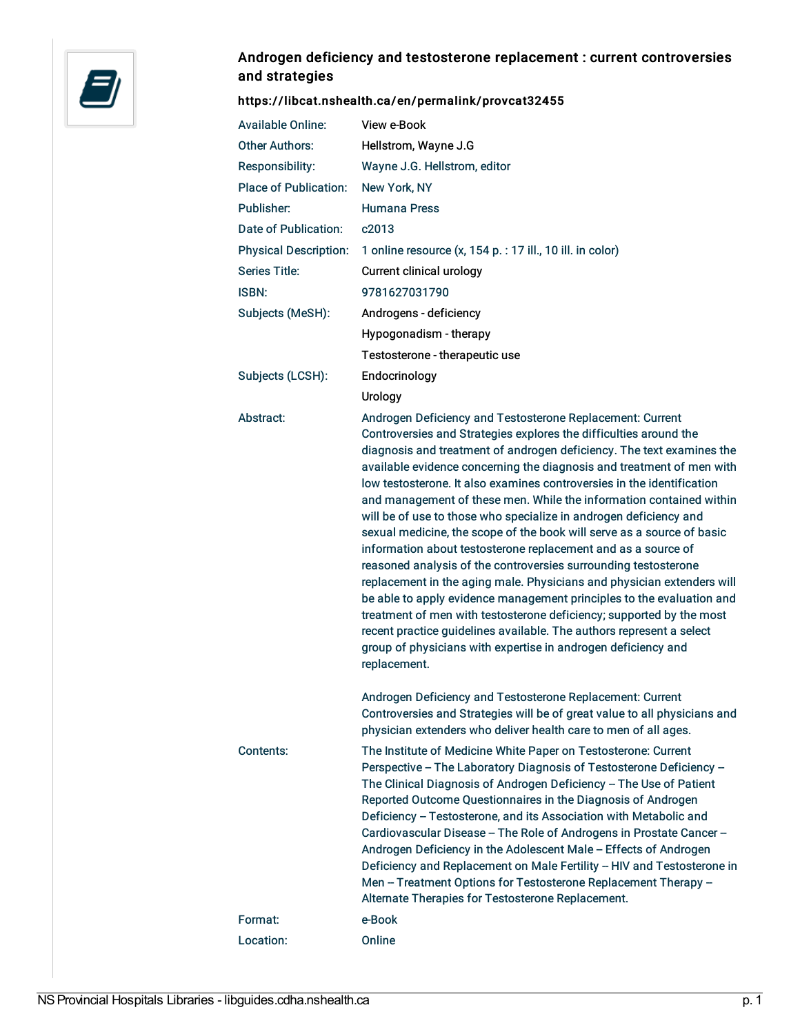## Androgen deficiency and testosterone replacement : current controversies and strategies

**https://libcat.nshealth.ca/en/permalink/provcat32455**

| | |
|---|---|
| Available Online: | View e-Book |
| Other Authors: | Hellstrom, Wayne J.G |
| Responsibility: | Wayne J.G. Hellstrom, editor |
| Place of Publication: | New York, NY |
| Publisher: | Humana Press |
| Date of Publication: | c2013 |
| Physical Description: | 1 online resource (x, 154 p. : 17 ill., 10 ill. in color) |
| Series Title: | Current clinical urology |
| ISBN: | 9781627031790 |
| Subjects (MeSH): | Androgens - deficiency<br>Hypogonadism - therapy<br>Testosterone - therapeutic use |
| Subjects (LCSH): | Endocrinology<br>Urology |
| Abstract: | Androgen Deficiency and Testosterone Replacement: Current Controversies and Strategies explores the difficulties around the diagnosis and treatment of androgen deficiency. The text examines the available evidence concerning the diagnosis and treatment of men with low testosterone. It also examines controversies in the identification and management of these men. While the information contained within will be of use to those who specialize in androgen deficiency and sexual medicine, the scope of the book will serve as a source of basic information about testosterone replacement and as a source of reasoned analysis of the controversies surrounding testosterone replacement in the aging male. Physicians and physician extenders will be able to apply evidence management principles to the evaluation and treatment of men with testosterone deficiency; supported by the most recent practice guidelines available. The authors represent a select group of physicians with expertise in androgen deficiency and replacement.<br><br>Androgen Deficiency and Testosterone Replacement: Current Controversies and Strategies will be of great value to all physicians and physician extenders who deliver health care to men of all ages. |
| Contents: | The Institute of Medicine White Paper on Testosterone: Current Perspective -- The Laboratory Diagnosis of Testosterone Deficiency -- The Clinical Diagnosis of Androgen Deficiency -- The Use of Patient Reported Outcome Questionnaires in the Diagnosis of Androgen Deficiency -- Testosterone, and its Association with Metabolic and Cardiovascular Disease -- The Role of Androgens in Prostate Cancer -- Androgen Deficiency in the Adolescent Male -- Effects of Androgen Deficiency and Replacement on Male Fertility -- HIV and Testosterone in Men -- Treatment Options for Testosterone Replacement Therapy -- Alternate Therapies for Testosterone Replacement. |
| Format: | e-Book |
| Location: | Online |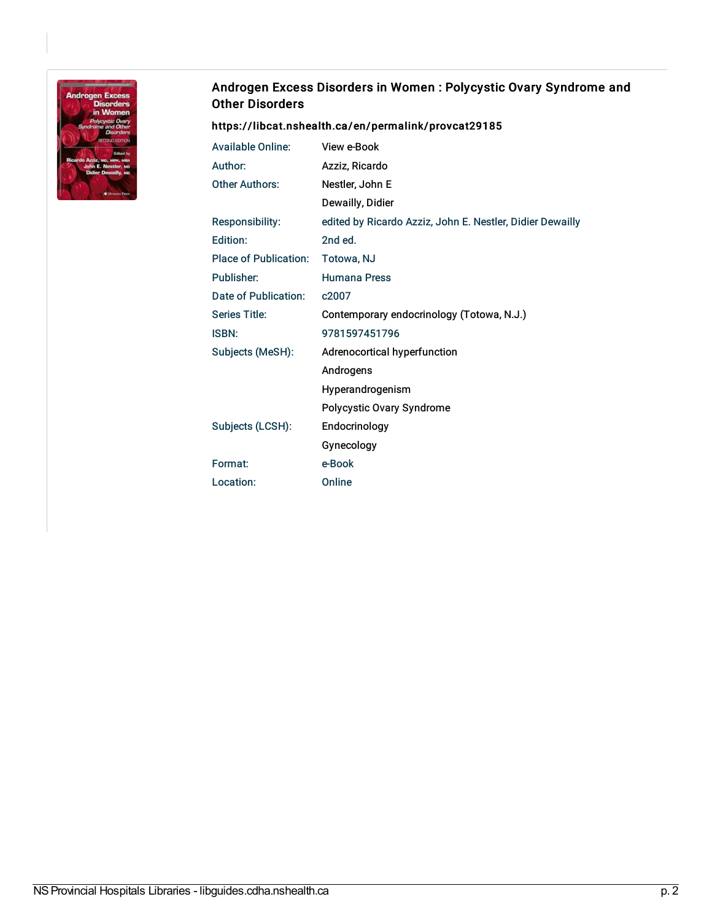## Androgen Excess Disorders in Women : Polycystic Ovary Syndrome and Other Disorders

**https://libcat.nshealth.ca/en/permalink/provcat29185**

| | |
|---|---|
| Available Online: | View e-Book |
| Author: | Azziz, Ricardo |
| Other Authors: | Nestler, John E |
| | Dewailly, Didier |
| Responsibility: | edited by Ricardo Azziz, John E. Nestler, Didier Dewailly |
| Edition: | 2nd ed. |
| Place of Publication: | Totowa, NJ |
| Publisher: | Humana Press |
| Date of Publication: | c2007 |
| Series Title: | Contemporary endocrinology (Totowa, N.J.) |
| ISBN: | 9781597451796 |
| Subjects (MeSH): | Adrenocortical hyperfunction |
| | Androgens |
| | Hyperandrogenism |
| | Polycystic Ovary Syndrome |
| Subjects (LCSH): | Endocrinology |
| | Gynecology |
| Format: | e-Book |
| Location: | Online |